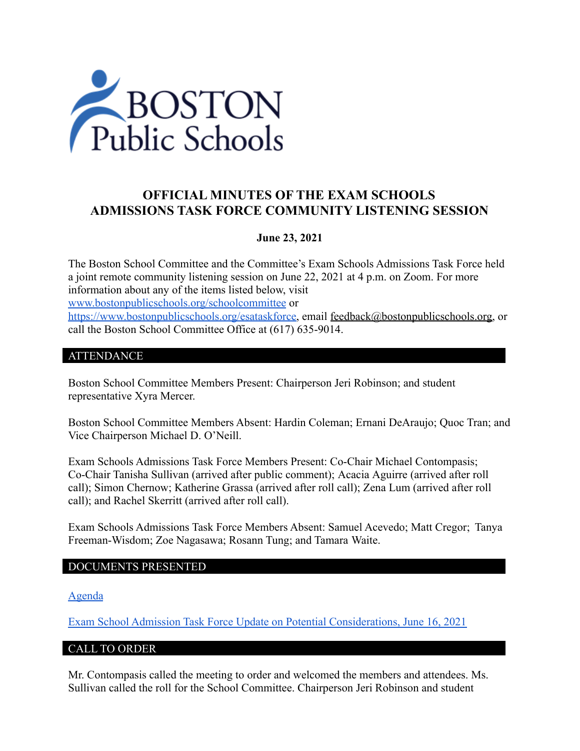# OFFICIAL MINUTES OF THE EXAM SCHOOLS ADMISSIONS TASK FORCE COMMUNITY LISTENING SESSION

**June 23, 2021**

The Boston School Committee and the Committee's Exam Schools Admissions Task Force held a joint remote community listening session on June 22, 2021 at 4 p.m. on Zoom. For more information about any of the items listed below, visit [www.bostonpublicschools.org/schoolcommittee](www.bostonpublicschools.org/schoolcommittee) or [https://www.bostonpublicschools.org/esataskforce](https://www.bostonpublicschools.org/esataskforce), email feedback@bostonpublicschools.org, or call the Boston School Committee Office at (617) 635-9014.

## ATTENDANCE

Boston School Committee Members Present: Chairperson Jeri Robinson; and student representative Xyra Mercer.

Boston School Committee Members Absent: Hardin Coleman; Ernani DeAraujo; Quoc Tran; and Vice Chairperson Michael D. O'Neill.

Exam Schools Admissions Task Force Members Present: Co-Chair Michael Contompasis; Co-Chair Tanisha Sullivan (arrived after public comment); Acacia Aguirre (arrived after roll call); Simon Chernow; Katherine Grassa (arrived after roll call); Zena Lum (arrived after roll call); and Rachel Skerritt (arrived after roll call).

Exam Schools Admissions Task Force Members Absent: Samuel Acevedo; Matt Cregor; Tanya Freeman-Wisdom; Zoe Nagasawa; Rosann Tung; and Tamara Waite.

## DOCUMENTS PRESENTED

Agenda

Exam School Admission Task Force Update on Potential Considerations, June 16, 2021

## CALL TO ORDER

Mr. Contompasis called the meeting to order and welcomed the members and attendees. Ms. Sullivan called the roll for the School Committee. Chairperson Jeri Robinson and student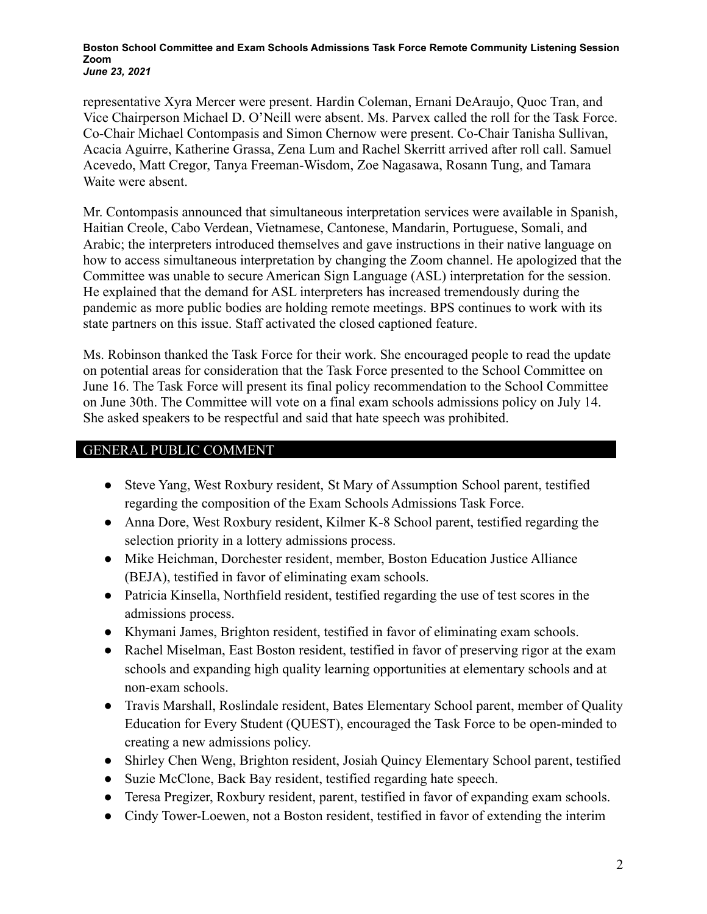representative Xyra Mercer were present. Hardin Coleman, Ernani DeAraujo, Quoc Tran, and Vice Chairperson Michael D. O'Neill were absent. Ms. Parvex called the roll for the Task Force. Co-Chair Michael Contompasis and Simon Chernow were present. Co-Chair Tanisha Sullivan, Acacia Aguirre, Katherine Grassa, Zena Lum and Rachel Skerritt arrived after roll call. Samuel Acevedo, Matt Cregor, Tanya Freeman-Wisdom, Zoe Nagasawa, Rosann Tung, and Tamara Waite were absent.

Mr. Contompasis announced that simultaneous interpretation services were available in Spanish, Haitian Creole, Cabo Verdean, Vietnamese, Cantonese, Mandarin, Portuguese, Somali, and Arabic; the interpreters introduced themselves and gave instructions in their native language on how to access simultaneous interpretation by changing the Zoom channel. He apologized that the Committee was unable to secure American Sign Language (ASL) interpretation for the session. He explained that the demand for ASL interpreters has increased tremendously during the pandemic as more public bodies are holding remote meetings. BPS continues to work with its state partners on this issue. Staff activated the closed captioned feature.

Ms. Robinson thanked the Task Force for their work. She encouraged people to read the update on potential areas for consideration that the Task Force presented to the School Committee on June 16. The Task Force will present its final policy recommendation to the School Committee on June 30th. The Committee will vote on a final exam schools admissions policy on July 14. She asked speakers to be respectful and said that hate speech was prohibited.

## GENERAL PUBLIC COMMENT

- Steve Yang, West Roxbury resident, St Mary of Assumption School parent, testified regarding the composition of the Exam Schools Admissions Task Force.
- Anna Dore, West Roxbury resident, Kilmer K-8 School parent, testified regarding the selection priority in a lottery admissions process.
- Mike Heichman, Dorchester resident, member, Boston Education Justice Alliance (BEJA), testified in favor of eliminating exam schools.
- Patricia Kinsella, Northfield resident, testified regarding the use of test scores in the admissions process.
- Khymani James, Brighton resident, testified in favor of eliminating exam schools.
- Rachel Miselman, East Boston resident, testified in favor of preserving rigor at the exam schools and expanding high quality learning opportunities at elementary schools and at non-exam schools.
- Travis Marshall, Roslindale resident, Bates Elementary School parent, member of Quality Education for Every Student (QUEST), encouraged the Task Force to be open-minded to creating a new admissions policy.
- Shirley Chen Weng, Brighton resident, Josiah Quincy Elementary School parent, testified
- Suzie McClone, Back Bay resident, testified regarding hate speech.
- Teresa Pregizer, Roxbury resident, parent, testified in favor of expanding exam schools.
- Cindy Tower-Loewen, not a Boston resident, testified in favor of extending the interim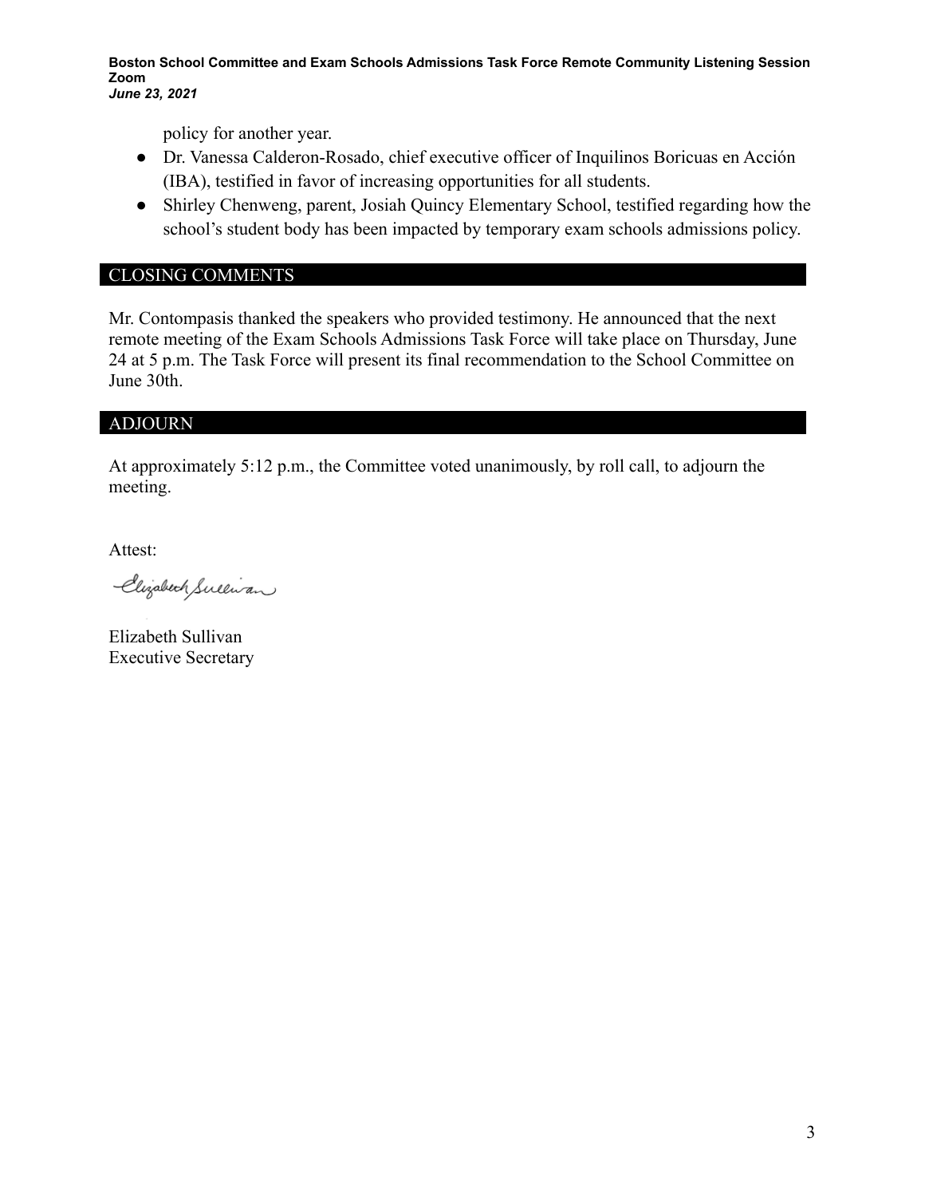policy for another year.

- Dr. Vanessa Calderon-Rosado, chief executive officer of Inquilinos Boricuas en Acción (IBA), testified in favor of increasing opportunities for all students.
- Shirley Chenweng, parent, Josiah Quincy Elementary School, testified regarding how the school's student body has been impacted by temporary exam schools admissions policy.

## CLOSING COMMENTS

Mr. Contompasis thanked the speakers who provided testimony. He announced that the next remote meeting of the Exam Schools Admissions Task Force will take place on Thursday, June 24 at 5 p.m. The Task Force will present its final recommendation to the School Committee on June 30th.

## ADJOURN

At approximately 5:12 p.m., the Committee voted unanimously, by roll call, to adjourn the meeting.

Attest:

Elizabeth Sullivan
Executive Secretary